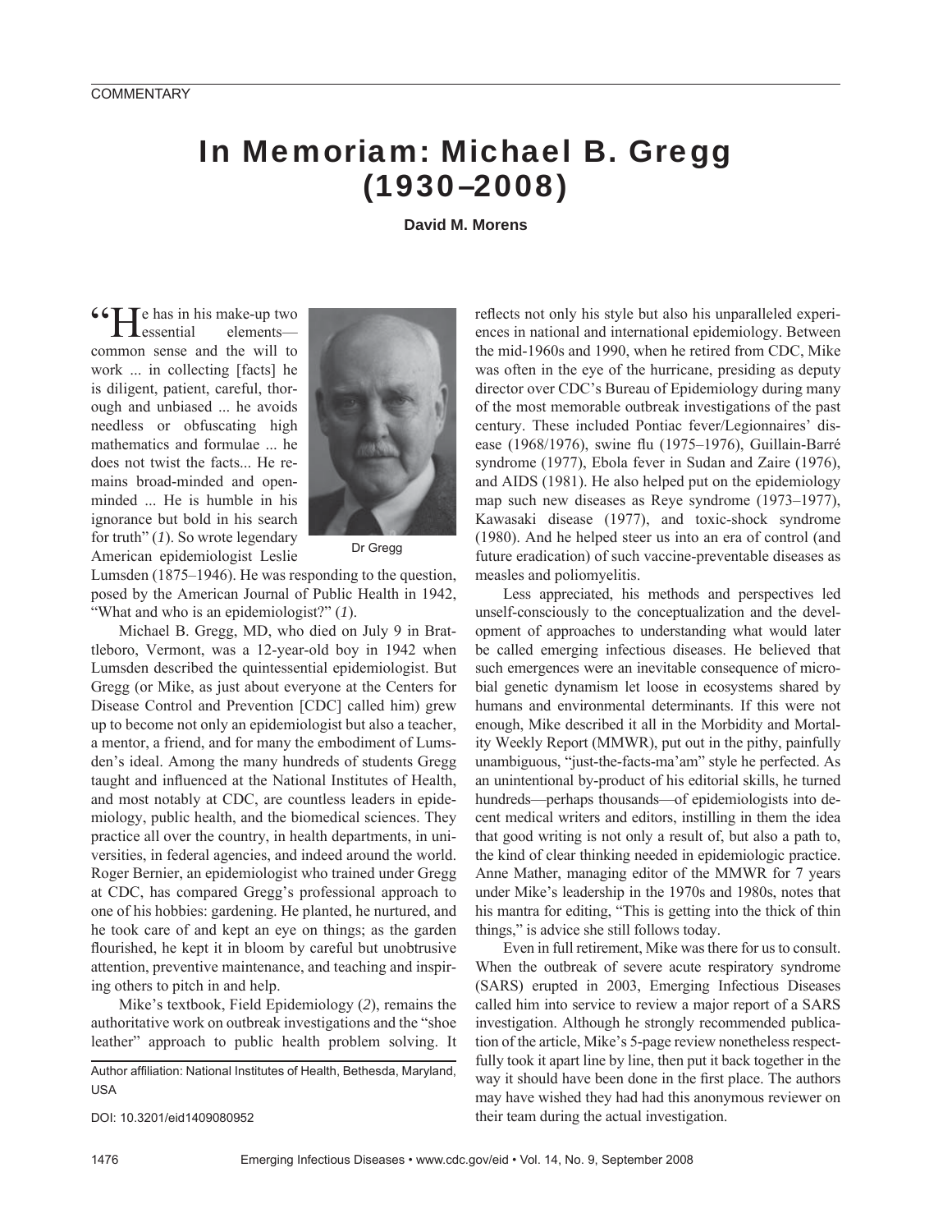COMMENTARY

# In Memoriam: Michael B. Gregg (1930–2008)

**David M. Morens**

"He has in his make-up two essential elements—common sense and the will to work ... in collecting [facts] he is diligent, patient, careful, thorough and unbiased ... he avoids needless or obfuscating high mathematics and formulae ... he does not twist the facts... He remains broad-minded and open-minded ... He is humble in his ignorance but bold in his search for truth" (*1*). So wrote legendary American epidemiologist Leslie Lumsden (1875–1946). He was responding to the question, posed by the American Journal of Public Health in 1942, "What and who is an epidemiologist?" (*1*).

Dr Gregg

Michael B. Gregg, MD, who died on July 9 in Brattleboro, Vermont, was a 12-year-old boy in 1942 when Lumsden described the quintessential epidemiologist. But Gregg (or Mike, as just about everyone at the Centers for Disease Control and Prevention [CDC] called him) grew up to become not only an epidemiologist but also a teacher, a mentor, a friend, and for many the embodiment of Lumsden's ideal. Among the many hundreds of students Gregg taught and influenced at the National Institutes of Health, and most notably at CDC, are countless leaders in epidemiology, public health, and the biomedical sciences. They practice all over the country, in health departments, in universities, in federal agencies, and indeed around the world. Roger Bernier, an epidemiologist who trained under Gregg at CDC, has compared Gregg's professional approach to one of his hobbies: gardening. He planted, he nurtured, and he took care of and kept an eye on things; as the garden flourished, he kept it in bloom by careful but unobtrusive attention, preventive maintenance, and teaching and inspiring others to pitch in and help.

Mike's textbook, Field Epidemiology (*2*), remains the authoritative work on outbreak investigations and the "shoe leather" approach to public health problem solving. It reflects not only his style but also his unparalleled experiences in national and international epidemiology. Between the mid-1960s and 1990, when he retired from CDC, Mike was often in the eye of the hurricane, presiding as deputy director over CDC's Bureau of Epidemiology during many of the most memorable outbreak investigations of the past century. These included Pontiac fever/Legionnaires' disease (1968/1976), swine flu (1975–1976), Guillain-Barré syndrome (1977), Ebola fever in Sudan and Zaire (1976), and AIDS (1981). He also helped put on the epidemiology map such new diseases as Reye syndrome (1973–1977), Kawasaki disease (1977), and toxic-shock syndrome (1980). And he helped steer us into an era of control (and future eradication) of such vaccine-preventable diseases as measles and poliomyelitis.

Less appreciated, his methods and perspectives led unself-consciously to the conceptualization and the development of approaches to understanding what would later be called emerging infectious diseases. He believed that such emergences were an inevitable consequence of microbial genetic dynamism let loose in ecosystems shared by humans and environmental determinants. If this were not enough, Mike described it all in the Morbidity and Mortality Weekly Report (MMWR), put out in the pithy, painfully unambiguous, "just-the-facts-ma'am" style he perfected. As an unintentional by-product of his editorial skills, he turned hundreds—perhaps thousands—of epidemiologists into decent medical writers and editors, instilling in them the idea that good writing is not only a result of, but also a path to, the kind of clear thinking needed in epidemiologic practice. Anne Mather, managing editor of the MMWR for 7 years under Mike's leadership in the 1970s and 1980s, notes that his mantra for editing, "This is getting into the thick of thin things," is advice she still follows today.

Even in full retirement, Mike was there for us to consult. When the outbreak of severe acute respiratory syndrome (SARS) erupted in 2003, Emerging Infectious Diseases called him into service to review a major report of a SARS investigation. Although he strongly recommended publication of the article, Mike's 5-page review nonetheless respectfully took it apart line by line, then put it back together in the way it should have been done in the first place. The authors may have wished they had had this anonymous reviewer on their team during the actual investigation.

Author affiliation: National Institutes of Health, Bethesda, Maryland, USA

DOI: 10.3201/eid1409080952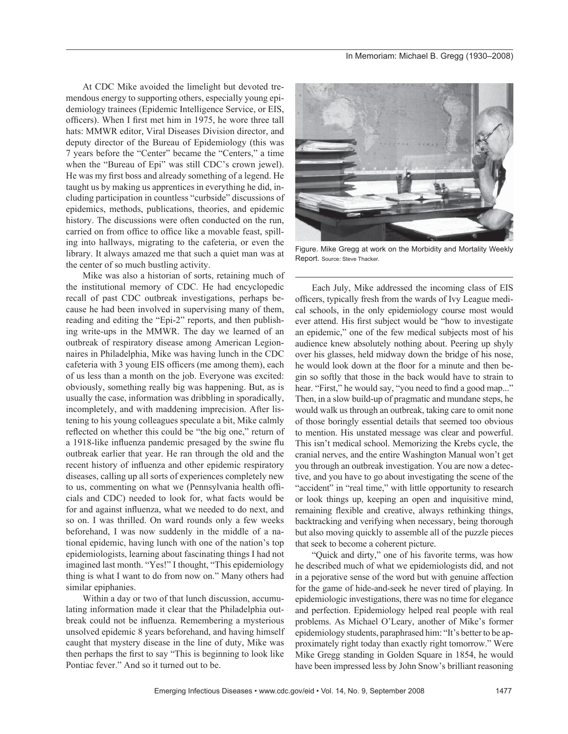At CDC Mike avoided the limelight but devoted tremendous energy to supporting others, especially young epidemiology trainees (Epidemic Intelligence Service, or EIS, officers). When I first met him in 1975, he wore three tall hats: MMWR editor, Viral Diseases Division director, and deputy director of the Bureau of Epidemiology (this was 7 years before the "Center" became the "Centers," a time when the "Bureau of Epi" was still CDC's crown jewel). He was my first boss and already something of a legend. He taught us by making us apprentices in everything he did, including participation in countless "curbside" discussions of epidemics, methods, publications, theories, and epidemic history. The discussions were often conducted on the run, carried on from office to office like a movable feast, spilling into hallways, migrating to the cafeteria, or even the library. It always amazed me that such a quiet man was at the center of so much bustling activity.

Mike was also a historian of sorts, retaining much of the institutional memory of CDC. He had encyclopedic recall of past CDC outbreak investigations, perhaps because he had been involved in supervising many of them, reading and editing the "Epi-2" reports, and then publishing write-ups in the MMWR. The day we learned of an outbreak of respiratory disease among American Legionnaires in Philadelphia, Mike was having lunch in the CDC cafeteria with 3 young EIS officers (me among them), each of us less than a month on the job. Everyone was excited: obviously, something really big was happening. But, as is usually the case, information was dribbling in sporadically, incompletely, and with maddening imprecision. After listening to his young colleagues speculate a bit, Mike calmly reflected on whether this could be "the big one," return of a 1918-like influenza pandemic presaged by the swine flu outbreak earlier that year. He ran through the old and the recent history of influenza and other epidemic respiratory diseases, calling up all sorts of experiences completely new to us, commenting on what we (Pennsylvania health officials and CDC) needed to look for, what facts would be for and against influenza, what we needed to do next, and so on. I was thrilled. On ward rounds only a few weeks beforehand, I was now suddenly in the middle of a national epidemic, having lunch with one of the nation's top epidemiologists, learning about fascinating things I had not imagined last month. "Yes!" I thought, "This epidemiology thing is what I want to do from now on." Many others had similar epiphanies.

Within a day or two of that lunch discussion, accumulating information made it clear that the Philadelphia outbreak could not be influenza. Remembering a mysterious unsolved epidemic 8 years beforehand, and having himself caught that mystery disease in the line of duty, Mike was then perhaps the first to say "This is beginning to look like Pontiac fever." And so it turned out to be.

Figure. Mike Gregg at work on the Morbidity and Mortality Weekly Report. Source: Steve Thacker.

Each July, Mike addressed the incoming class of EIS officers, typically fresh from the wards of Ivy League medical schools, in the only epidemiology course most would ever attend. His first subject would be "how to investigate an epidemic," one of the few medical subjects most of his audience knew absolutely nothing about. Peering up shyly over his glasses, held midway down the bridge of his nose, he would look down at the floor for a minute and then begin so softly that those in the back would have to strain to hear. "First," he would say, "you need to find a good map..." Then, in a slow build-up of pragmatic and mundane steps, he would walk us through an outbreak, taking care to omit none of those boringly essential details that seemed too obvious to mention. His unstated message was clear and powerful. This isn't medical school. Memorizing the Krebs cycle, the cranial nerves, and the entire Washington Manual won't get you through an outbreak investigation. You are now a detective, and you have to go about investigating the scene of the "accident" in "real time," with little opportunity to research or look things up, keeping an open and inquisitive mind, remaining flexible and creative, always rethinking things, backtracking and verifying when necessary, being thorough but also moving quickly to assemble all of the puzzle pieces that seek to become a coherent picture.

"Quick and dirty," one of his favorite terms, was how he described much of what we epidemiologists did, and not in a pejorative sense of the word but with genuine affection for the game of hide-and-seek he never tired of playing. In epidemiologic investigations, there was no time for elegance and perfection. Epidemiology helped real people with real problems. As Michael O'Leary, another of Mike's former epidemiology students, paraphrased him: "It's better to be approximately right today than exactly right tomorrow." Were Mike Gregg standing in Golden Square in 1854, he would have been impressed less by John Snow's brilliant reasoning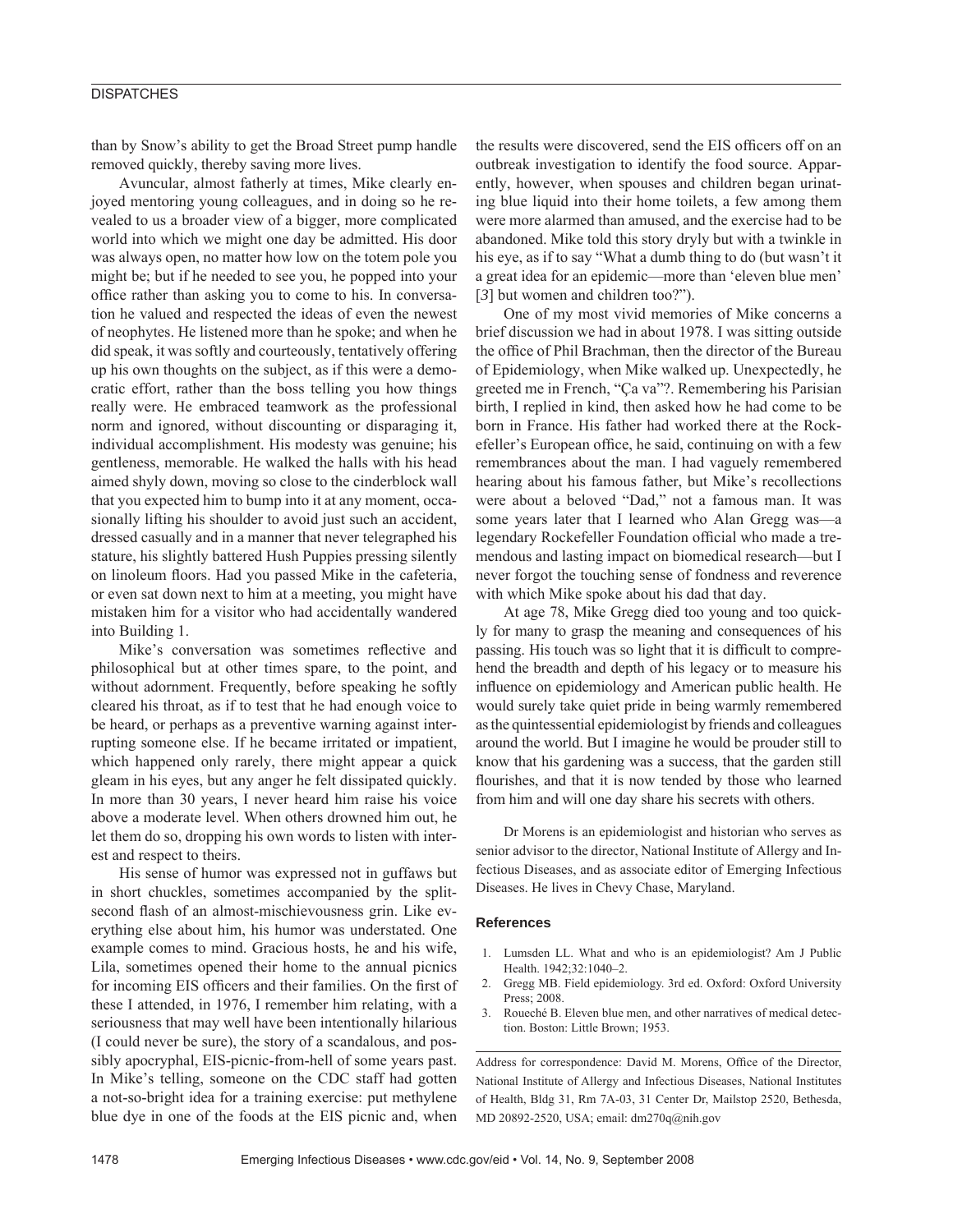than by Snow's ability to get the Broad Street pump handle removed quickly, thereby saving more lives.

Avuncular, almost fatherly at times, Mike clearly enjoyed mentoring young colleagues, and in doing so he revealed to us a broader view of a bigger, more complicated world into which we might one day be admitted. His door was always open, no matter how low on the totem pole you might be; but if he needed to see you, he popped into your office rather than asking you to come to his. In conversation he valued and respected the ideas of even the newest of neophytes. He listened more than he spoke; and when he did speak, it was softly and courteously, tentatively offering up his own thoughts on the subject, as if this were a democratic effort, rather than the boss telling you how things really were. He embraced teamwork as the professional norm and ignored, without discounting or disparaging it, individual accomplishment. His modesty was genuine; his gentleness, memorable. He walked the halls with his head aimed shyly down, moving so close to the cinderblock wall that you expected him to bump into it at any moment, occasionally lifting his shoulder to avoid just such an accident, dressed casually and in a manner that never telegraphed his stature, his slightly battered Hush Puppies pressing silently on linoleum floors. Had you passed Mike in the cafeteria, or even sat down next to him at a meeting, you might have mistaken him for a visitor who had accidentally wandered into Building 1.

Mike's conversation was sometimes reflective and philosophical but at other times spare, to the point, and without adornment. Frequently, before speaking he softly cleared his throat, as if to test that he had enough voice to be heard, or perhaps as a preventive warning against interrupting someone else. If he became irritated or impatient, which happened only rarely, there might appear a quick gleam in his eyes, but any anger he felt dissipated quickly. In more than 30 years, I never heard him raise his voice above a moderate level. When others drowned him out, he let them do so, dropping his own words to listen with interest and respect to theirs.

His sense of humor was expressed not in guffaws but in short chuckles, sometimes accompanied by the split-second flash of an almost-mischievousness grin. Like everything else about him, his humor was understated. One example comes to mind. Gracious hosts, he and his wife, Lila, sometimes opened their home to the annual picnics for incoming EIS officers and their families. On the first of these I attended, in 1976, I remember him relating, with a seriousness that may well have been intentionally hilarious (I could never be sure), the story of a scandalous, and possibly apocryphal, EIS-picnic-from-hell of some years past. In Mike's telling, someone on the CDC staff had gotten a not-so-bright idea for a training exercise: put methylene blue dye in one of the foods at the EIS picnic and, when the results were discovered, send the EIS officers off on an outbreak investigation to identify the food source. Apparently, however, when spouses and children began urinating blue liquid into their home toilets, a few among them were more alarmed than amused, and the exercise had to be abandoned. Mike told this story dryly but with a twinkle in his eye, as if to say "What a dumb thing to do (but wasn't it a great idea for an epidemic—more than 'eleven blue men' [3] but women and children too?").

One of my most vivid memories of Mike concerns a brief discussion we had in about 1978. I was sitting outside the office of Phil Brachman, then the director of the Bureau of Epidemiology, when Mike walked up. Unexpectedly, he greeted me in French, "Ça va"?. Remembering his Parisian birth, I replied in kind, then asked how he had come to be born in France. His father had worked there at the Rockefeller's European office, he said, continuing on with a few remembrances about the man. I had vaguely remembered hearing about his famous father, but Mike's recollections were about a beloved "Dad," not a famous man. It was some years later that I learned who Alan Gregg was—a legendary Rockefeller Foundation official who made a tremendous and lasting impact on biomedical research—but I never forgot the touching sense of fondness and reverence with which Mike spoke about his dad that day.

At age 78, Mike Gregg died too young and too quickly for many to grasp the meaning and consequences of his passing. His touch was so light that it is difficult to comprehend the breadth and depth of his legacy or to measure his influence on epidemiology and American public health. He would surely take quiet pride in being warmly remembered as the quintessential epidemiologist by friends and colleagues around the world. But I imagine he would be prouder still to know that his gardening was a success, that the garden still flourishes, and that it is now tended by those who learned from him and will one day share his secrets with others.

Dr Morens is an epidemiologist and historian who serves as senior advisor to the director, National Institute of Allergy and Infectious Diseases, and as associate editor of Emerging Infectious Diseases. He lives in Chevy Chase, Maryland.

## References

1. Lumsden LL. What and who is an epidemiologist? Am J Public Health. 1942;32:1040–2.
2. Gregg MB. Field epidemiology. 3rd ed. Oxford: Oxford University Press; 2008.
3. Roueché B. Eleven blue men, and other narratives of medical detection. Boston: Little Brown; 1953.

Address for correspondence: David M. Morens, Office of the Director, National Institute of Allergy and Infectious Diseases, National Institutes of Health, Bldg 31, Rm 7A-03, 31 Center Dr, Mailstop 2520, Bethesda, MD 20892-2520, USA; email: dm270q@nih.gov